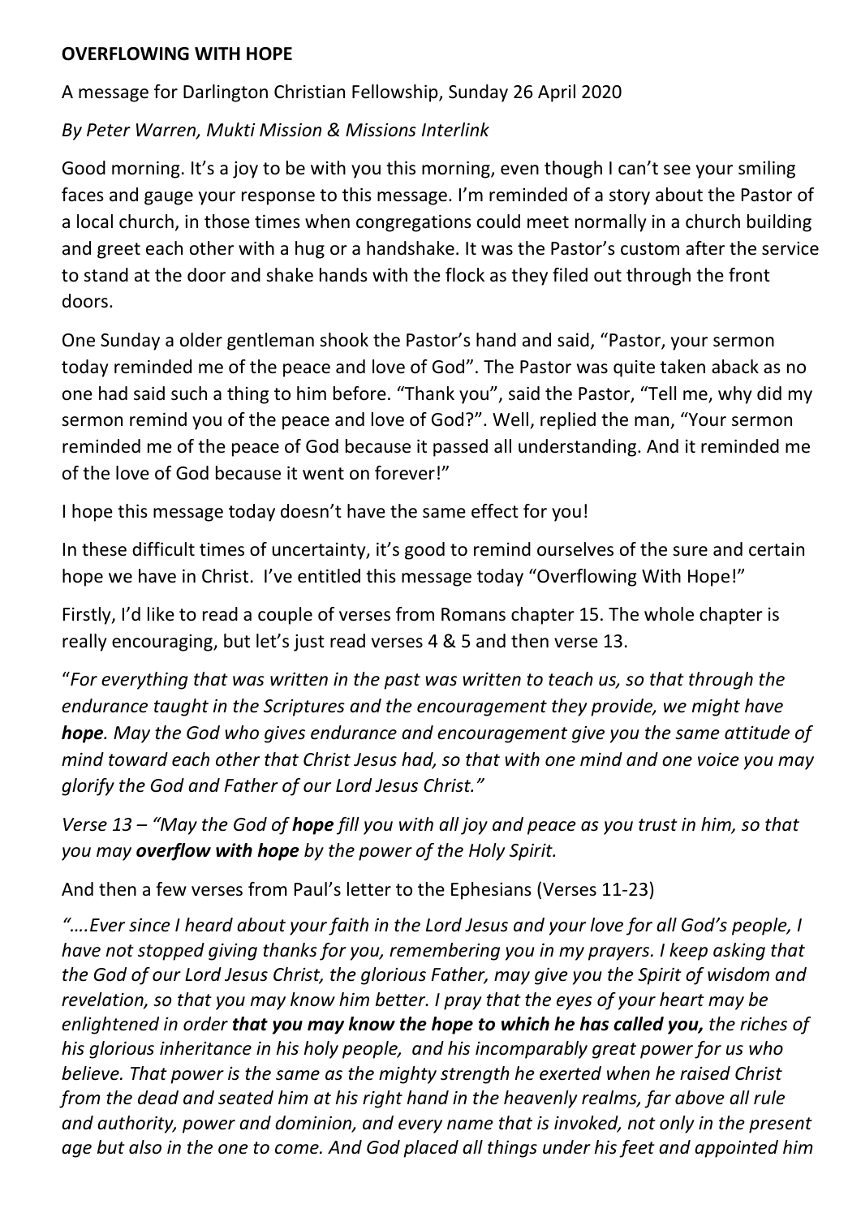**OVERFLOWING WITH HOPE**

A message for Darlington Christian Fellowship, Sunday 26 April 2020

*By Peter Warren, Mukti Mission & Missions Interlink*

Good morning. It's a joy to be with you this morning, even though I can't see your smiling faces and gauge your response to this message. I'm reminded of a story about the Pastor of a local church, in those times when congregations could meet normally in a church building and greet each other with a hug or a handshake. It was the Pastor's custom after the service to stand at the door and shake hands with the flock as they filed out through the front doors.

One Sunday a older gentleman shook the Pastor's hand and said, "Pastor, your sermon today reminded me of the peace and love of God". The Pastor was quite taken aback as no one had said such a thing to him before. "Thank you", said the Pastor, "Tell me, why did my sermon remind you of the peace and love of God?". Well, replied the man, "Your sermon reminded me of the peace of God because it passed all understanding. And it reminded me of the love of God because it went on forever!"

I hope this message today doesn't have the same effect for you!

In these difficult times of uncertainty, it's good to remind ourselves of the sure and certain hope we have in Christ. I've entitled this message today "Overflowing With Hope!"

Firstly, I'd like to read a couple of verses from Romans chapter 15. The whole chapter is really encouraging, but let's just read verses 4 & 5 and then verse 13.

"*For everything that was written in the past was written to teach us, so that through the endurance taught in the Scriptures and the encouragement they provide, we might have **hope**. May the God who gives endurance and encouragement give you the same attitude of mind toward each other that Christ Jesus had, so that with one mind and one voice you may glorify the God and Father of our Lord Jesus Christ."*

*Verse 13 – "May the God of **hope** fill you with all joy and peace as you trust in him, so that you may **overflow with hope** by the power of the Holy Spirit.*

And then a few verses from Paul's letter to the Ephesians (Verses 11-23)

*"….Ever since I heard about your faith in the Lord Jesus and your love for all God's people, I have not stopped giving thanks for you, remembering you in my prayers. I keep asking that the God of our Lord Jesus Christ, the glorious Father, may give you the Spirit of wisdom and revelation, so that you may know him better. I pray that the eyes of your heart may be enlightened in order **that you may know the hope to which he has called you,** the riches of his glorious inheritance in his holy people, and his incomparably great power for us who believe. That power is the same as the mighty strength he exerted when he raised Christ from the dead and seated him at his right hand in the heavenly realms, far above all rule and authority, power and dominion, and every name that is invoked, not only in the present age but also in the one to come. And God placed all things under his feet and appointed him*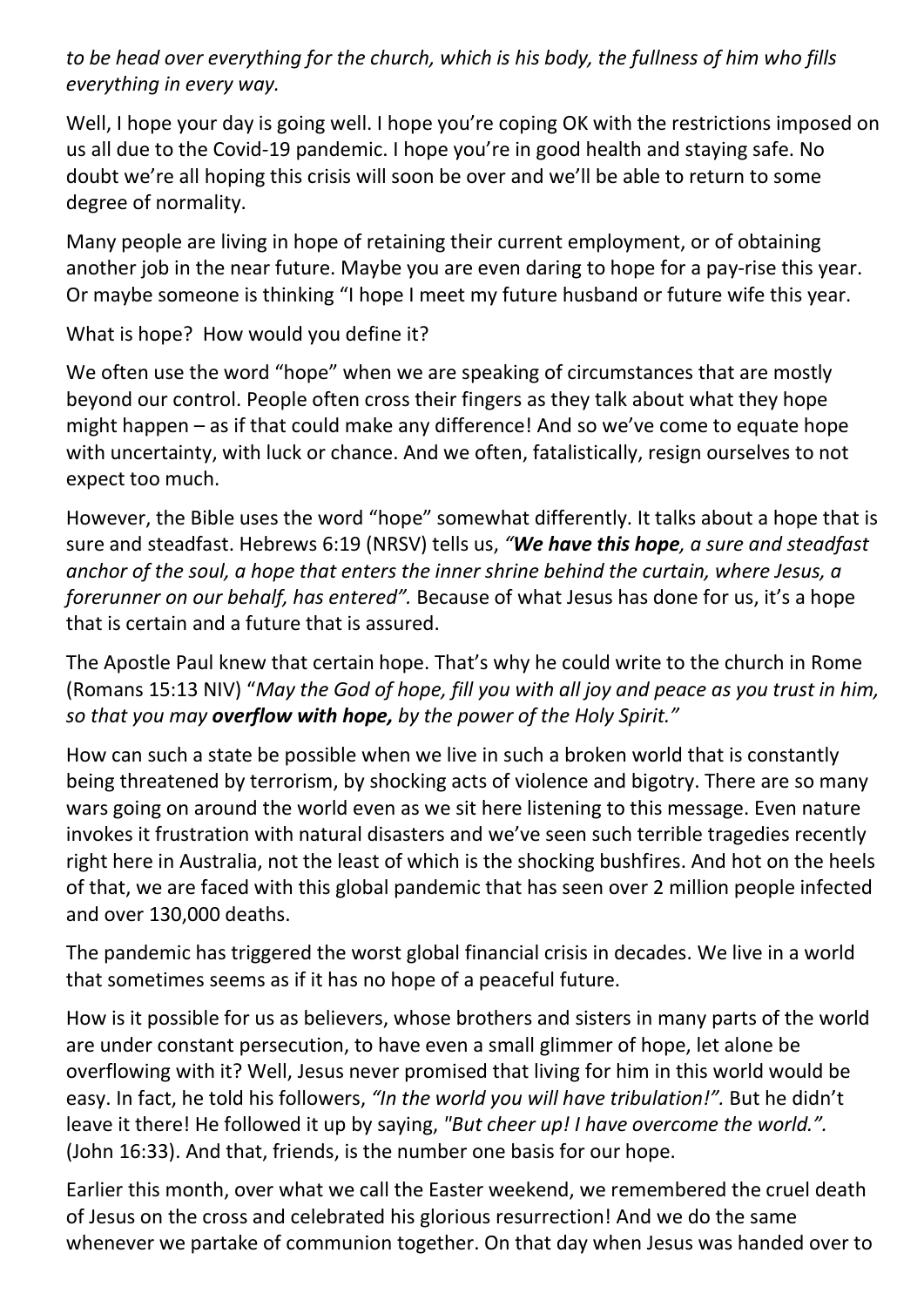*to be head over everything for the church, which is his body, the fullness of him who fills everything in every way.*

Well, I hope your day is going well. I hope you're coping OK with the restrictions imposed on us all due to the Covid-19 pandemic. I hope you're in good health and staying safe. No doubt we're all hoping this crisis will soon be over and we'll be able to return to some degree of normality.

Many people are living in hope of retaining their current employment, or of obtaining another job in the near future. Maybe you are even daring to hope for a pay-rise this year. Or maybe someone is thinking "I hope I meet my future husband or future wife this year.

What is hope? How would you define it?

We often use the word "hope" when we are speaking of circumstances that are mostly beyond our control. People often cross their fingers as they talk about what they hope might happen – as if that could make any difference! And so we've come to equate hope with uncertainty, with luck or chance. And we often, fatalistically, resign ourselves to not expect too much.

However, the Bible uses the word "hope" somewhat differently. It talks about a hope that is sure and steadfast. Hebrews 6:19 (NRSV) tells us, *"**We have this hope**, a sure and steadfast anchor of the soul, a hope that enters the inner shrine behind the curtain, where Jesus, a forerunner on our behalf, has entered".* Because of what Jesus has done for us, it's a hope that is certain and a future that is assured.

The Apostle Paul knew that certain hope. That's why he could write to the church in Rome (Romans 15:13 NIV) "*May the God of hope, fill you with all joy and peace as you trust in him, so that you may **overflow with hope,** by the power of the Holy Spirit."*

How can such a state be possible when we live in such a broken world that is constantly being threatened by terrorism, by shocking acts of violence and bigotry. There are so many wars going on around the world even as we sit here listening to this message. Even nature invokes it frustration with natural disasters and we've seen such terrible tragedies recently right here in Australia, not the least of which is the shocking bushfires. And hot on the heels of that, we are faced with this global pandemic that has seen over 2 million people infected and over 130,000 deaths.

The pandemic has triggered the worst global financial crisis in decades. We live in a world that sometimes seems as if it has no hope of a peaceful future.

How is it possible for us as believers, whose brothers and sisters in many parts of the world are under constant persecution, to have even a small glimmer of hope, let alone be overflowing with it? Well, Jesus never promised that living for him in this world would be easy. In fact, he told his followers, *"In the world you will have tribulation!".* But he didn't leave it there! He followed it up by saying, *"But cheer up! I have overcome the world.".* (John 16:33). And that, friends, is the number one basis for our hope.

Earlier this month, over what we call the Easter weekend, we remembered the cruel death of Jesus on the cross and celebrated his glorious resurrection! And we do the same whenever we partake of communion together. On that day when Jesus was handed over to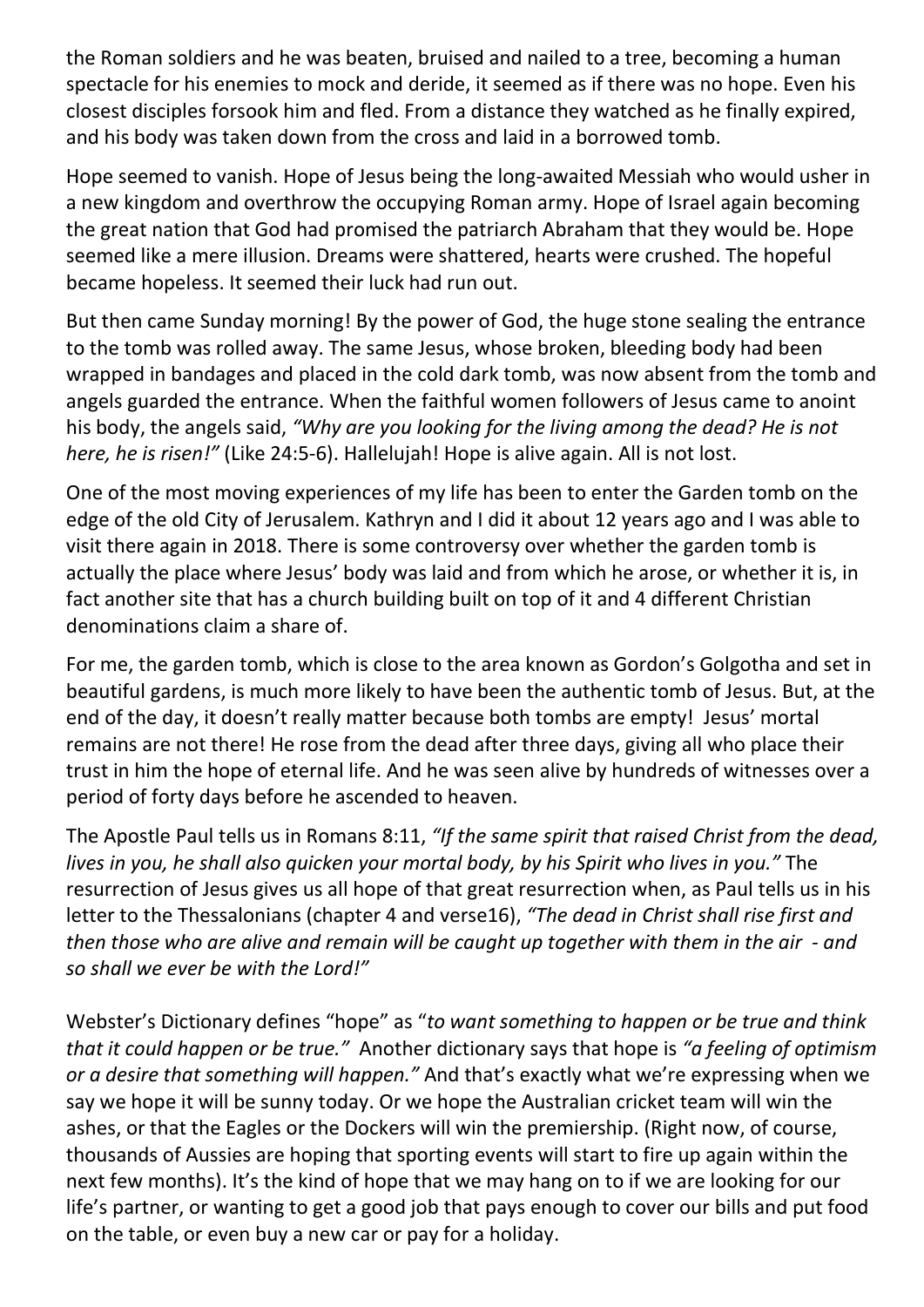the Roman soldiers and he was beaten, bruised and nailed to a tree, becoming a human spectacle for his enemies to mock and deride, it seemed as if there was no hope. Even his closest disciples forsook him and fled. From a distance they watched as he finally expired, and his body was taken down from the cross and laid in a borrowed tomb.

Hope seemed to vanish. Hope of Jesus being the long-awaited Messiah who would usher in a new kingdom and overthrow the occupying Roman army. Hope of Israel again becoming the great nation that God had promised the patriarch Abraham that they would be. Hope seemed like a mere illusion. Dreams were shattered, hearts were crushed. The hopeful became hopeless. It seemed their luck had run out.

But then came Sunday morning! By the power of God, the huge stone sealing the entrance to the tomb was rolled away. The same Jesus, whose broken, bleeding body had been wrapped in bandages and placed in the cold dark tomb, was now absent from the tomb and angels guarded the entrance. When the faithful women followers of Jesus came to anoint his body, the angels said, *"Why are you looking for the living among the dead? He is not here, he is risen!"* (Like 24:5-6). Hallelujah! Hope is alive again. All is not lost.

One of the most moving experiences of my life has been to enter the Garden tomb on the edge of the old City of Jerusalem. Kathryn and I did it about 12 years ago and I was able to visit there again in 2018. There is some controversy over whether the garden tomb is actually the place where Jesus' body was laid and from which he arose, or whether it is, in fact another site that has a church building built on top of it and 4 different Christian denominations claim a share of.

For me, the garden tomb, which is close to the area known as Gordon's Golgotha and set in beautiful gardens, is much more likely to have been the authentic tomb of Jesus. But, at the end of the day, it doesn't really matter because both tombs are empty! Jesus' mortal remains are not there! He rose from the dead after three days, giving all who place their trust in him the hope of eternal life. And he was seen alive by hundreds of witnesses over a period of forty days before he ascended to heaven.

The Apostle Paul tells us in Romans 8:11, *"If the same spirit that raised Christ from the dead, lives in you, he shall also quicken your mortal body, by his Spirit who lives in you."* The resurrection of Jesus gives us all hope of that great resurrection when, as Paul tells us in his letter to the Thessalonians (chapter 4 and verse16), *"The dead in Christ shall rise first and then those who are alive and remain will be caught up together with them in the air - and so shall we ever be with the Lord!"*

Webster's Dictionary defines "hope" as "*to want something to happen or be true and think that it could happen or be true."* Another dictionary says that hope is *"a feeling of optimism or a desire that something will happen."* And that's exactly what we're expressing when we say we hope it will be sunny today. Or we hope the Australian cricket team will win the ashes, or that the Eagles or the Dockers will win the premiership. (Right now, of course, thousands of Aussies are hoping that sporting events will start to fire up again within the next few months). It's the kind of hope that we may hang on to if we are looking for our life's partner, or wanting to get a good job that pays enough to cover our bills and put food on the table, or even buy a new car or pay for a holiday.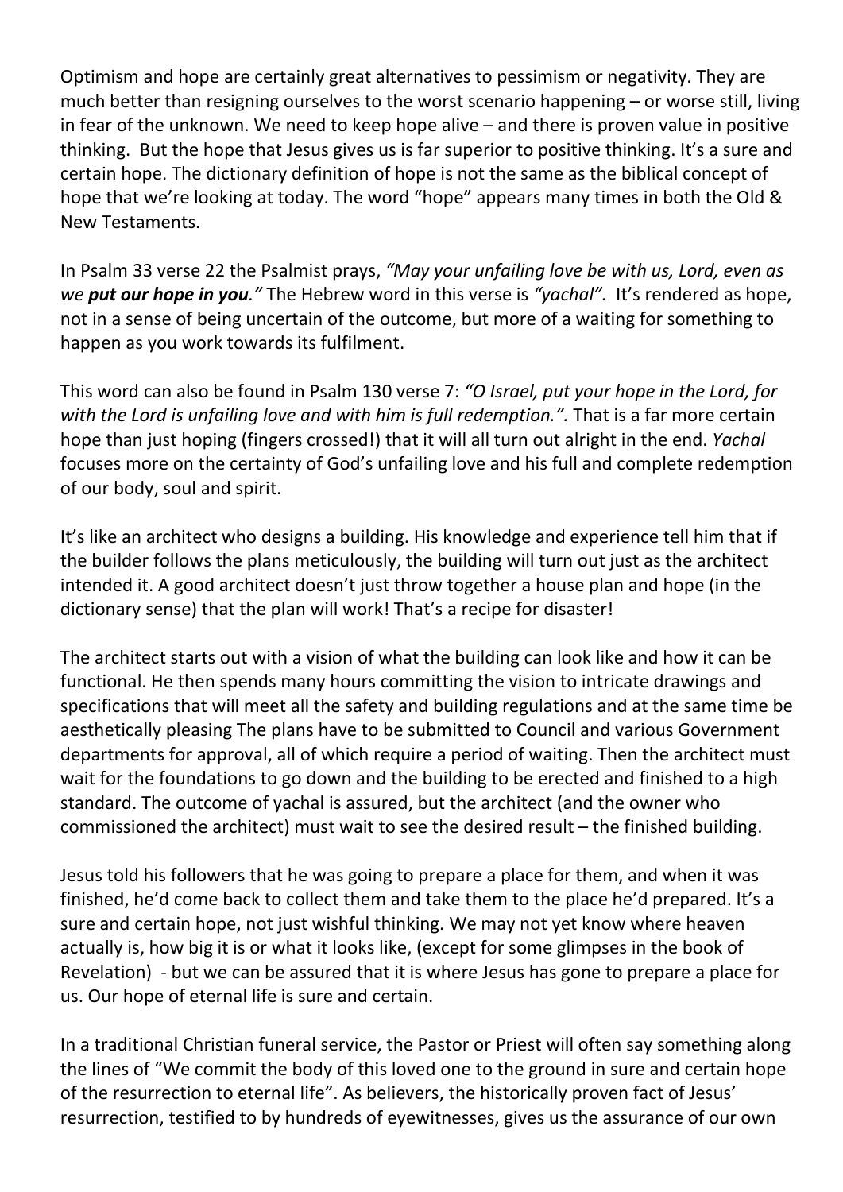Optimism and hope are certainly great alternatives to pessimism or negativity. They are much better than resigning ourselves to the worst scenario happening – or worse still, living in fear of the unknown. We need to keep hope alive – and there is proven value in positive thinking. But the hope that Jesus gives us is far superior to positive thinking. It's a sure and certain hope. The dictionary definition of hope is not the same as the biblical concept of hope that we're looking at today. The word "hope" appears many times in both the Old & New Testaments.

In Psalm 33 verse 22 the Psalmist prays, *"May your unfailing love be with us, Lord, even as we **put our hope in you**."* The Hebrew word in this verse is *"yachal"*. It's rendered as hope, not in a sense of being uncertain of the outcome, but more of a waiting for something to happen as you work towards its fulfilment.

This word can also be found in Psalm 130 verse 7: *"O Israel, put your hope in the Lord, for with the Lord is unfailing love and with him is full redemption."*. That is a far more certain hope than just hoping (fingers crossed!) that it will all turn out alright in the end. *Yachal* focuses more on the certainty of God's unfailing love and his full and complete redemption of our body, soul and spirit.

It's like an architect who designs a building. His knowledge and experience tell him that if the builder follows the plans meticulously, the building will turn out just as the architect intended it. A good architect doesn't just throw together a house plan and hope (in the dictionary sense) that the plan will work! That's a recipe for disaster!

The architect starts out with a vision of what the building can look like and how it can be functional. He then spends many hours committing the vision to intricate drawings and specifications that will meet all the safety and building regulations and at the same time be aesthetically pleasing The plans have to be submitted to Council and various Government departments for approval, all of which require a period of waiting. Then the architect must wait for the foundations to go down and the building to be erected and finished to a high standard. The outcome of yachal is assured, but the architect (and the owner who commissioned the architect) must wait to see the desired result – the finished building.

Jesus told his followers that he was going to prepare a place for them, and when it was finished, he'd come back to collect them and take them to the place he'd prepared. It's a sure and certain hope, not just wishful thinking. We may not yet know where heaven actually is, how big it is or what it looks like, (except for some glimpses in the book of Revelation) - but we can be assured that it is where Jesus has gone to prepare a place for us. Our hope of eternal life is sure and certain.

In a traditional Christian funeral service, the Pastor or Priest will often say something along the lines of "We commit the body of this loved one to the ground in sure and certain hope of the resurrection to eternal life". As believers, the historically proven fact of Jesus' resurrection, testified to by hundreds of eyewitnesses, gives us the assurance of our own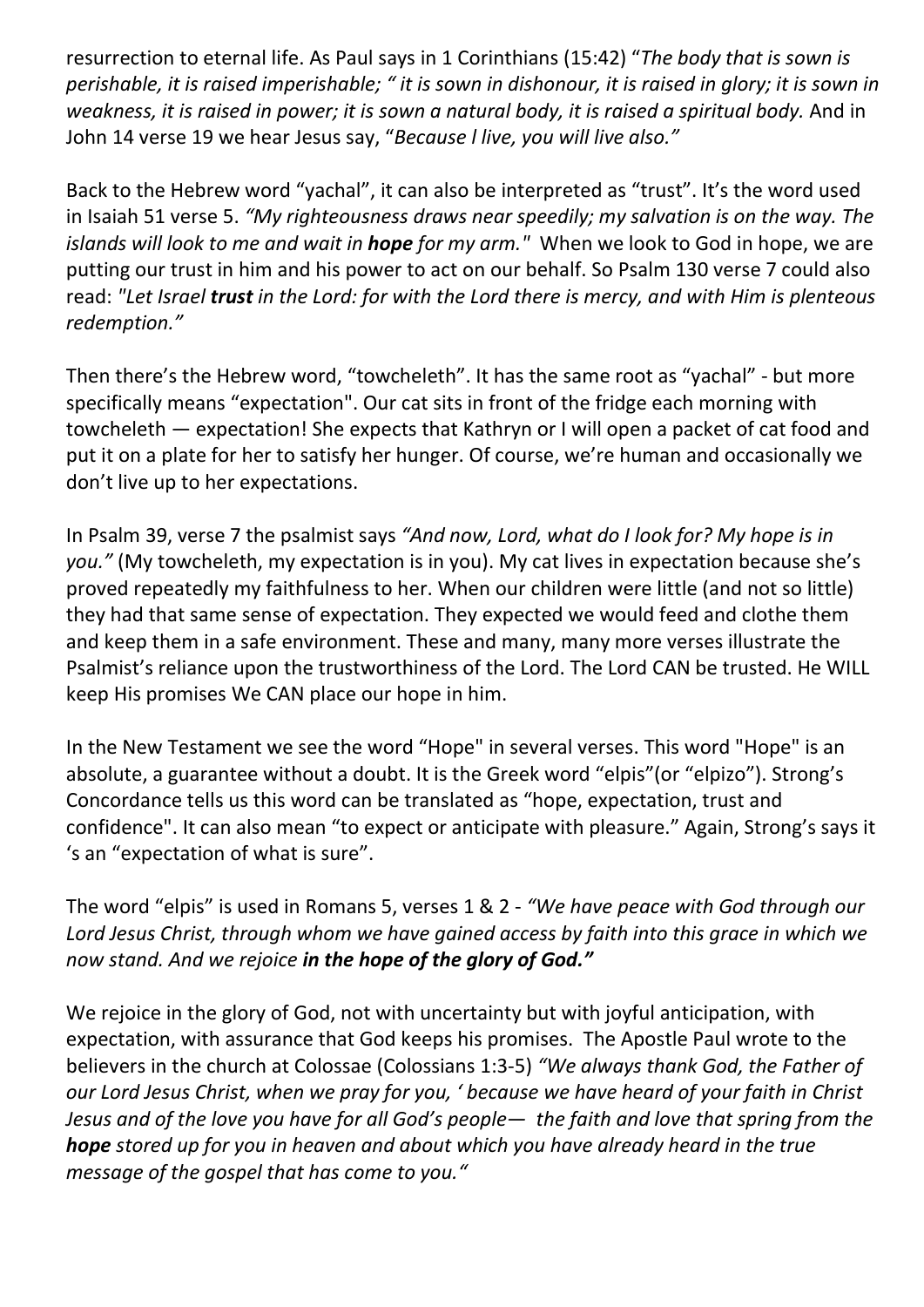resurrection to eternal life. As Paul says in 1 Corinthians (15:42) "*The body that is sown is perishable, it is raised imperishable; " it is sown in dishonour, it is raised in glory; it is sown in weakness, it is raised in power; it is sown a natural body, it is raised a spiritual body.* And in John 14 verse 19 we hear Jesus say, "*Because l live, you will live also."*

Back to the Hebrew word "yachal", it can also be interpreted as "trust". It's the word used in Isaiah 51 verse 5. *"My righteousness draws near speedily; my salvation is on the way. The islands will look to me and wait in **hope** for my arm."* When we look to God in hope, we are putting our trust in him and his power to act on our behalf. So Psalm 130 verse 7 could also read: *"Let Israel **trust** in the Lord: for with the Lord there is mercy, and with Him is plenteous redemption."*

Then there's the Hebrew word, "towcheleth". It has the same root as "yachal" - but more specifically means "expectation". Our cat sits in front of the fridge each morning with towcheleth — expectation! She expects that Kathryn or I will open a packet of cat food and put it on a plate for her to satisfy her hunger. Of course, we're human and occasionally we don't live up to her expectations.

In Psalm 39, verse 7 the psalmist says *"And now, Lord, what do I look for? My hope is in you."* (My towcheleth, my expectation is in you). My cat lives in expectation because she's proved repeatedly my faithfulness to her. When our children were little (and not so little) they had that same sense of expectation. They expected we would feed and clothe them and keep them in a safe environment. These and many, many more verses illustrate the Psalmist's reliance upon the trustworthiness of the Lord. The Lord CAN be trusted. He WILL keep His promises We CAN place our hope in him.

In the New Testament we see the word "Hope" in several verses. This word "Hope" is an absolute, a guarantee without a doubt. It is the Greek word "elpis"(or "elpizo"). Strong's Concordance tells us this word can be translated as "hope, expectation, trust and confidence". It can also mean "to expect or anticipate with pleasure." Again, Strong's says it 's an "expectation of what is sure".

The word "elpis" is used in Romans 5, verses 1 & 2 - *"We have peace with God through our Lord Jesus Christ, through whom we have gained access by faith into this grace in which we now stand. And we rejoice **in the hope of the glory of God."***

We rejoice in the glory of God, not with uncertainty but with joyful anticipation, with expectation, with assurance that God keeps his promises. The Apostle Paul wrote to the believers in the church at Colossae (Colossians 1:3-5) *"We always thank God, the Father of our Lord Jesus Christ, when we pray for you, ' because we have heard of your faith in Christ Jesus and of the love you have for all God's people— the faith and love that spring from the **hope** stored up for you in heaven and about which you have already heard in the true message of the gospel that has come to you."*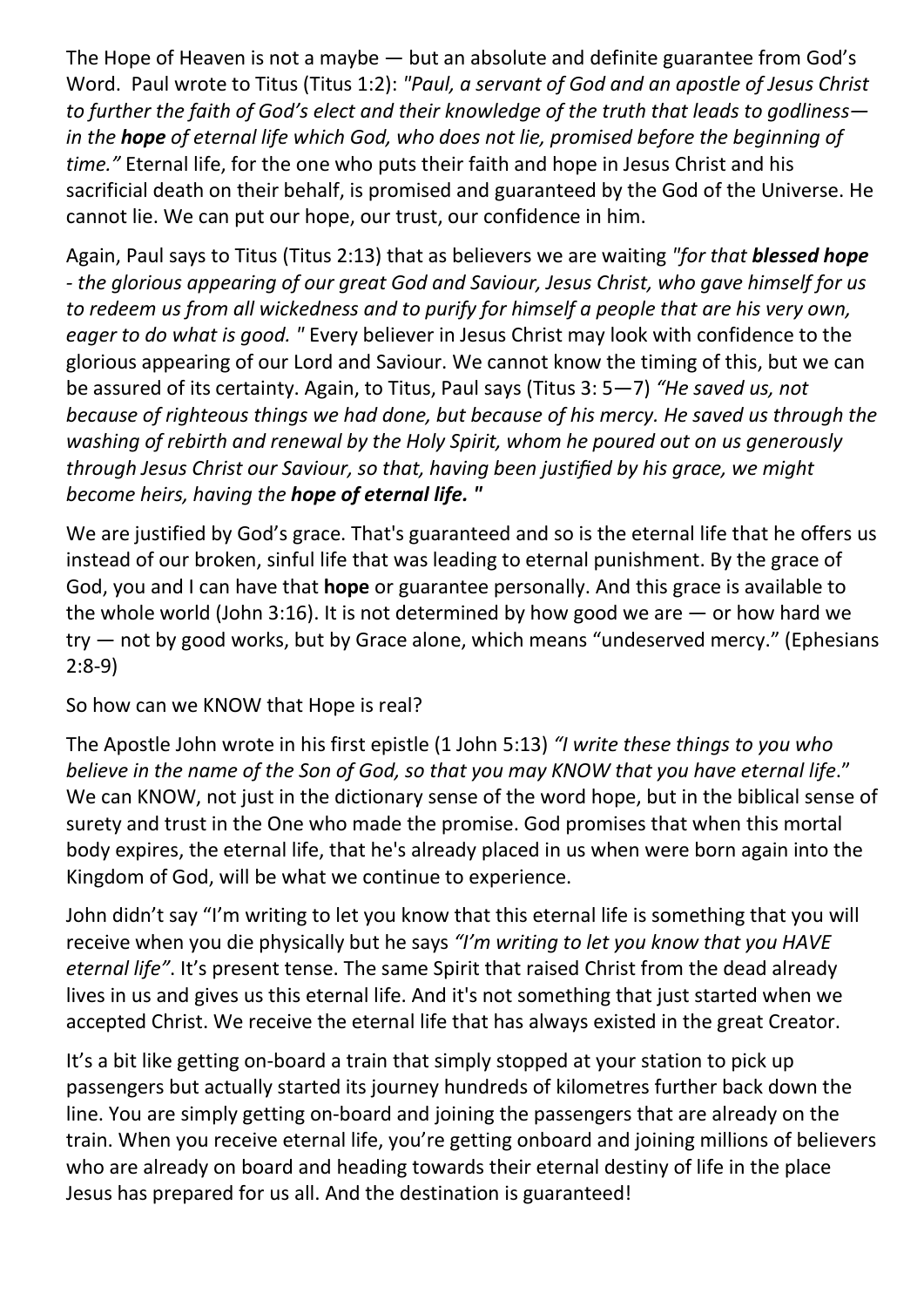The Hope of Heaven is not a maybe — but an absolute and definite guarantee from God's Word. Paul wrote to Titus (Titus 1:2): *"Paul, a servant of God and an apostle of Jesus Christ to further the faith of God's elect and their knowledge of the truth that leads to godliness— in the **hope** of eternal life which God, who does not lie, promised before the beginning of time."* Eternal life, for the one who puts their faith and hope in Jesus Christ and his sacrificial death on their behalf, is promised and guaranteed by the God of the Universe. He cannot lie. We can put our hope, our trust, our confidence in him.

Again, Paul says to Titus (Titus 2:13) that as believers we are waiting *"for that **blessed hope** - the glorious appearing of our great God and Saviour, Jesus Christ, who gave himself for us to redeem us from all wickedness and to purify for himself a people that are his very own, eager to do what is good. "* Every believer in Jesus Christ may look with confidence to the glorious appearing of our Lord and Saviour. We cannot know the timing of this, but we can be assured of its certainty. Again, to Titus, Paul says (Titus 3: 5—7) *"He saved us, not because of righteous things we had done, but because of his mercy. He saved us through the washing of rebirth and renewal by the Holy Spirit, whom he poured out on us generously through Jesus Christ our Saviour, so that, having been justified by his grace, we might become heirs, having the **hope of eternal life. "***

We are justified by God's grace. That's guaranteed and so is the eternal life that he offers us instead of our broken, sinful life that was leading to eternal punishment. By the grace of God, you and I can have that **hope** or guarantee personally. And this grace is available to the whole world (John 3:16). It is not determined by how good we are — or how hard we try — not by good works, but by Grace alone, which means "undeserved mercy." (Ephesians 2:8-9)

So how can we KNOW that Hope is real?

The Apostle John wrote in his first epistle (1 John 5:13) *"I write these things to you who believe in the name of the Son of God, so that you may KNOW that you have eternal life*." We can KNOW, not just in the dictionary sense of the word hope, but in the biblical sense of surety and trust in the One who made the promise. God promises that when this mortal body expires, the eternal life, that he's already placed in us when were born again into the Kingdom of God, will be what we continue to experience.

John didn't say "I'm writing to let you know that this eternal life is something that you will receive when you die physically but he says *"I'm writing to let you know that you HAVE eternal life"*. It's present tense. The same Spirit that raised Christ from the dead already lives in us and gives us this eternal life. And it's not something that just started when we accepted Christ. We receive the eternal life that has always existed in the great Creator.

It's a bit like getting on-board a train that simply stopped at your station to pick up passengers but actually started its journey hundreds of kilometres further back down the line. You are simply getting on-board and joining the passengers that are already on the train. When you receive eternal life, you're getting onboard and joining millions of believers who are already on board and heading towards their eternal destiny of life in the place Jesus has prepared for us all. And the destination is guaranteed!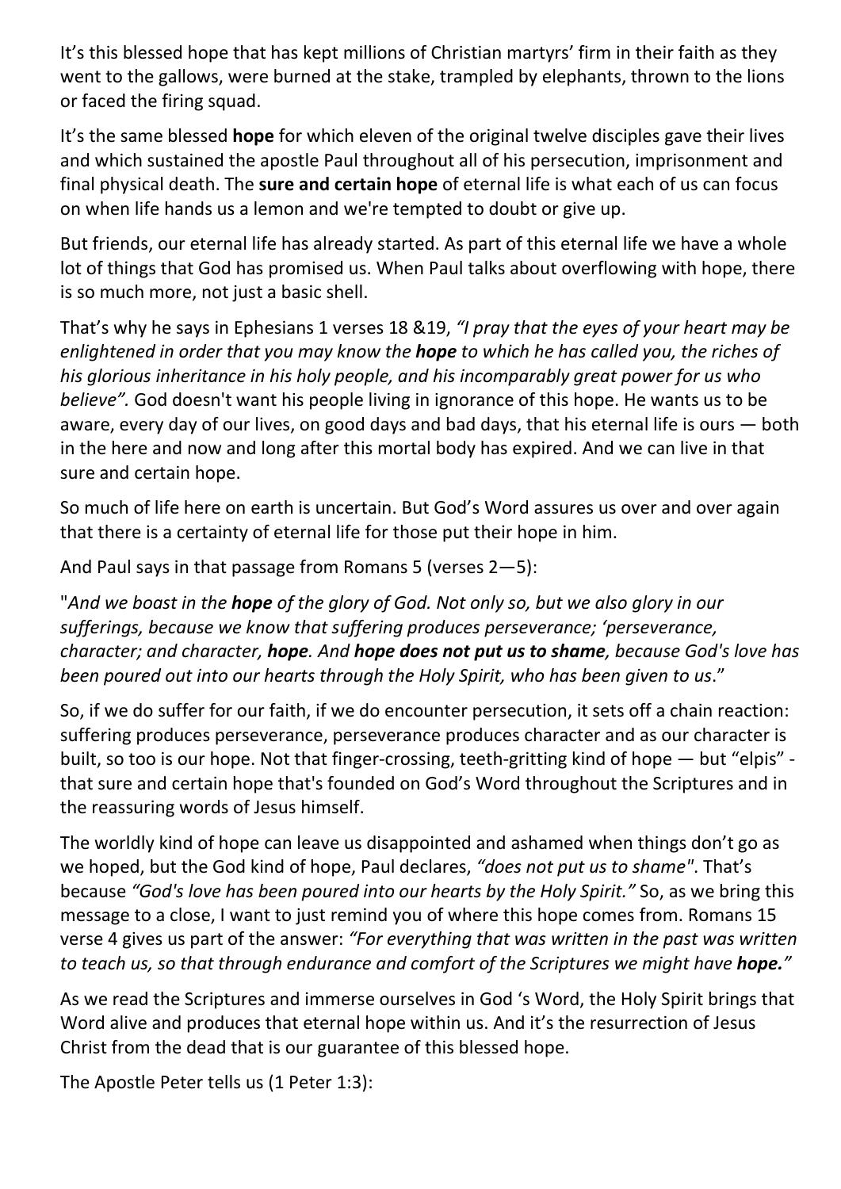It's this blessed hope that has kept millions of Christian martyrs' firm in their faith as they went to the gallows, were burned at the stake, trampled by elephants, thrown to the lions or faced the firing squad.

It's the same blessed **hope** for which eleven of the original twelve disciples gave their lives and which sustained the apostle Paul throughout all of his persecution, imprisonment and final physical death. The **sure and certain hope** of eternal life is what each of us can focus on when life hands us a lemon and we're tempted to doubt or give up.

But friends, our eternal life has already started. As part of this eternal life we have a whole lot of things that God has promised us. When Paul talks about overflowing with hope, there is so much more, not just a basic shell.

That's why he says in Ephesians 1 verses 18 &19, *"I pray that the eyes of your heart may be enlightened in order that you may know the **hope** to which he has called you, the riches of his glorious inheritance in his holy people, and his incomparably great power for us who believe".* God doesn't want his people living in ignorance of this hope. He wants us to be aware, every day of our lives, on good days and bad days, that his eternal life is ours — both in the here and now and long after this mortal body has expired. And we can live in that sure and certain hope.

So much of life here on earth is uncertain. But God's Word assures us over and over again that there is a certainty of eternal life for those put their hope in him.

And Paul says in that passage from Romans 5 (verses 2—5):

"*And we boast in the **hope** of the glory of God. Not only so, but we also glory in our sufferings, because we know that suffering produces perseverance; 'perseverance, character; and character, **hope**. And **hope does not put us to shame**, because God's love has been poured out into our hearts through the Holy Spirit, who has been given to us*."

So, if we do suffer for our faith, if we do encounter persecution, it sets off a chain reaction: suffering produces perseverance, perseverance produces character and as our character is built, so too is our hope. Not that finger-crossing, teeth-gritting kind of hope — but "elpis" - that sure and certain hope that's founded on God's Word throughout the Scriptures and in the reassuring words of Jesus himself.

The worldly kind of hope can leave us disappointed and ashamed when things don't go as we hoped, but the God kind of hope, Paul declares, *"does not put us to shame"*. That's because *"God's love has been poured into our hearts by the Holy Spirit."* So, as we bring this message to a close, I want to just remind you of where this hope comes from. Romans 15 verse 4 gives us part of the answer: *"For everything that was written in the past was written to teach us, so that through endurance and comfort of the Scriptures we might have **hope."***

As we read the Scriptures and immerse ourselves in God 's Word, the Holy Spirit brings that Word alive and produces that eternal hope within us. And it's the resurrection of Jesus Christ from the dead that is our guarantee of this blessed hope.

The Apostle Peter tells us (1 Peter 1:3):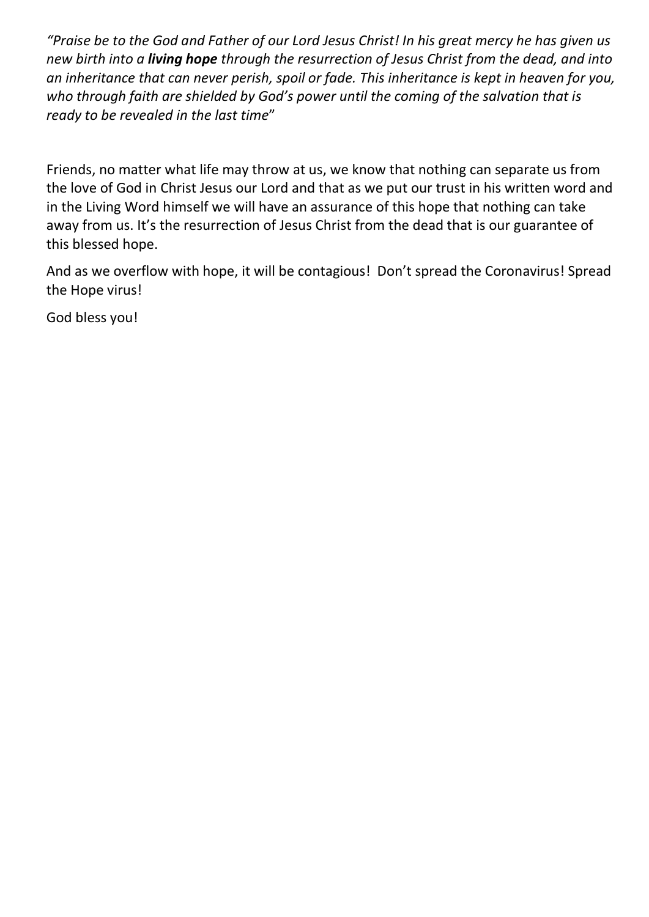*"Praise be to the God and Father of our Lord Jesus Christ! In his great mercy he has given us new birth into a **living hope** through the resurrection of Jesus Christ from the dead, and into an inheritance that can never perish, spoil or fade. This inheritance is kept in heaven for you, who through faith are shielded by God's power until the coming of the salvation that is ready to be revealed in the last time*"

Friends, no matter what life may throw at us, we know that nothing can separate us from the love of God in Christ Jesus our Lord and that as we put our trust in his written word and in the Living Word himself we will have an assurance of this hope that nothing can take away from us. It's the resurrection of Jesus Christ from the dead that is our guarantee of this blessed hope.

And as we overflow with hope, it will be contagious! Don't spread the Coronavirus! Spread the Hope virus!

God bless you!